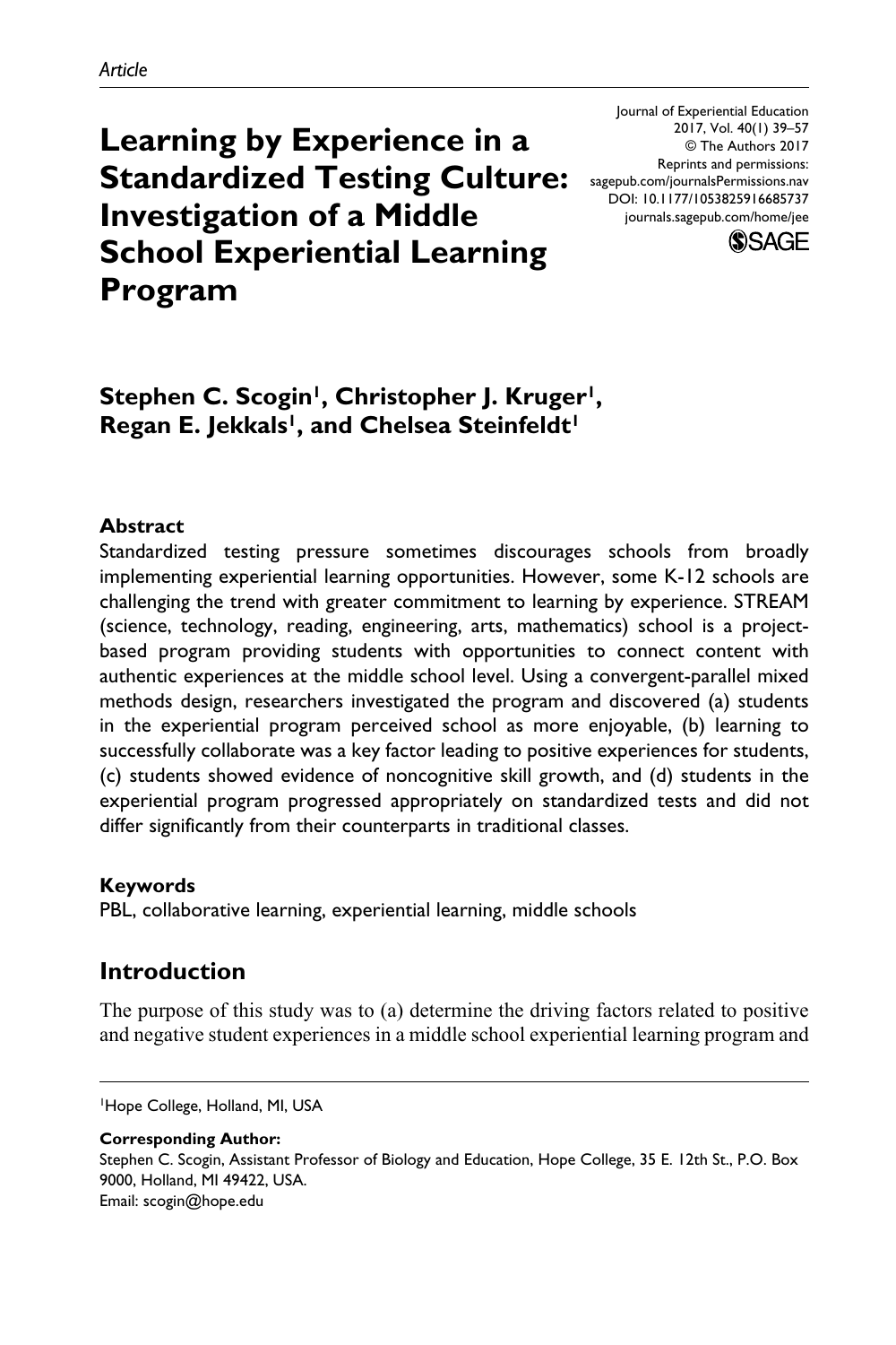*Article*

# Learning by Experience in a Standardized Testing Culture: Investigation of a Middle School Experiential Learning Program

Journal of Experiential Education
2017, Vol. 40(1) 39–57
© The Authors 2017
Reprints and permissions:
sagepub.com/journalsPermissions.nav
DOI: 10.1177/1053825916685737
journals.sagepub.com/home/jee

**Stephen C. Scogin[1], Christopher J. Kruger[1], Regan E. Jekkals[1], and Chelsea Steinfeldt[1]**

### Abstract

Standardized testing pressure sometimes discourages schools from broadly implementing experiential learning opportunities. However, some K-12 schools are challenging the trend with greater commitment to learning by experience. STREAM (science, technology, reading, engineering, arts, mathematics) school is a project-based program providing students with opportunities to connect content with authentic experiences at the middle school level. Using a convergent-parallel mixed methods design, researchers investigated the program and discovered (a) students in the experiential program perceived school as more enjoyable, (b) learning to successfully collaborate was a key factor leading to positive experiences for students, (c) students showed evidence of noncognitive skill growth, and (d) students in the experiential program progressed appropriately on standardized tests and did not differ significantly from their counterparts in traditional classes.

### Keywords

PBL, collaborative learning, experiential learning, middle schools

## Introduction

The purpose of this study was to (a) determine the driving factors related to positive and negative student experiences in a middle school experiential learning program and

---

[1]Hope College, Holland, MI, USA

**Corresponding Author:**
Stephen C. Scogin, Assistant Professor of Biology and Education, Hope College, 35 E. 12th St., P.O. Box 9000, Holland, MI 49422, USA.
Email: scogin@hope.edu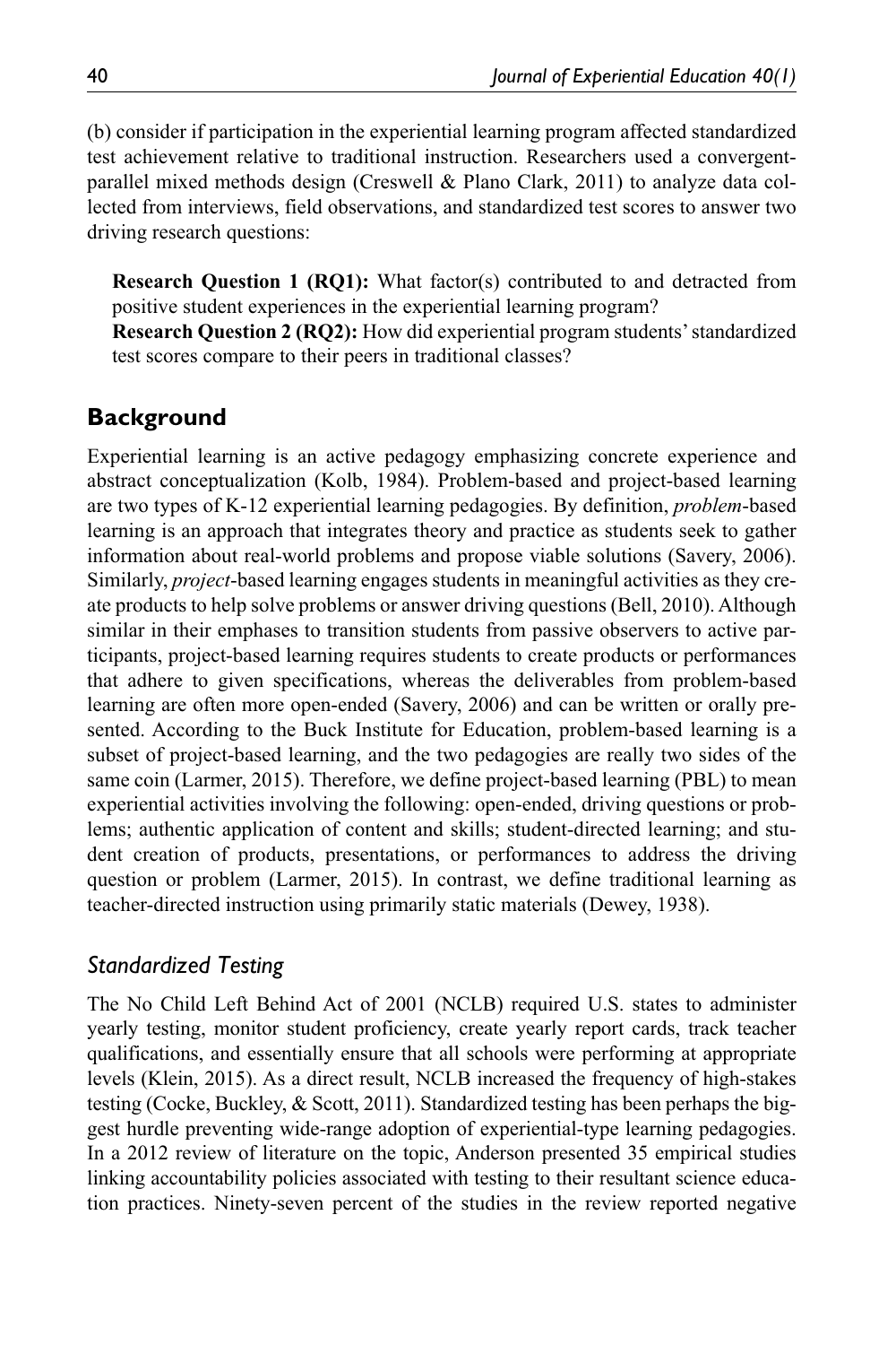(b) consider if participation in the experiential learning program affected standardized test achievement relative to traditional instruction. Researchers used a convergent-parallel mixed methods design (Creswell & Plano Clark, 2011) to analyze data collected from interviews, field observations, and standardized test scores to answer two driving research questions:

**Research Question 1 (RQ1):** What factor(s) contributed to and detracted from positive student experiences in the experiential learning program?
**Research Question 2 (RQ2):** How did experiential program students' standardized test scores compare to their peers in traditional classes?

## Background

Experiential learning is an active pedagogy emphasizing concrete experience and abstract conceptualization (Kolb, 1984). Problem-based and project-based learning are two types of K-12 experiential learning pedagogies. By definition, *problem*-based learning is an approach that integrates theory and practice as students seek to gather information about real-world problems and propose viable solutions (Savery, 2006). Similarly, *project*-based learning engages students in meaningful activities as they create products to help solve problems or answer driving questions (Bell, 2010). Although similar in their emphases to transition students from passive observers to active participants, project-based learning requires students to create products or performances that adhere to given specifications, whereas the deliverables from problem-based learning are often more open-ended (Savery, 2006) and can be written or orally presented. According to the Buck Institute for Education, problem-based learning is a subset of project-based learning, and the two pedagogies are really two sides of the same coin (Larmer, 2015). Therefore, we define project-based learning (PBL) to mean experiential activities involving the following: open-ended, driving questions or problems; authentic application of content and skills; student-directed learning; and student creation of products, presentations, or performances to address the driving question or problem (Larmer, 2015). In contrast, we define traditional learning as teacher-directed instruction using primarily static materials (Dewey, 1938).

### *Standardized Testing*

The No Child Left Behind Act of 2001 (NCLB) required U.S. states to administer yearly testing, monitor student proficiency, create yearly report cards, track teacher qualifications, and essentially ensure that all schools were performing at appropriate levels (Klein, 2015). As a direct result, NCLB increased the frequency of high-stakes testing (Cocke, Buckley, & Scott, 2011). Standardized testing has been perhaps the biggest hurdle preventing wide-range adoption of experiential-type learning pedagogies. In a 2012 review of literature on the topic, Anderson presented 35 empirical studies linking accountability policies associated with testing to their resultant science education practices. Ninety-seven percent of the studies in the review reported negative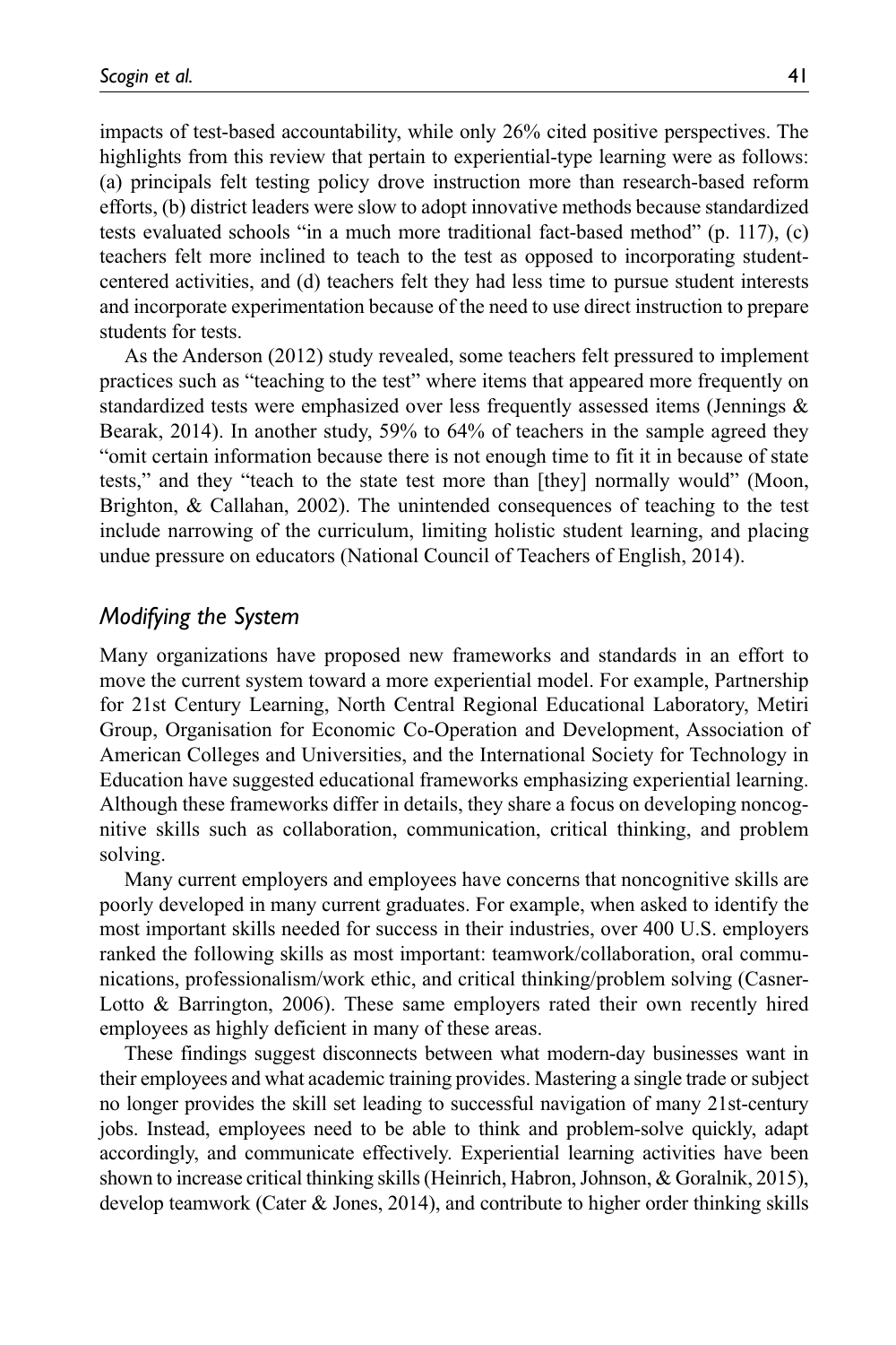impacts of test-based accountability, while only 26% cited positive perspectives. The highlights from this review that pertain to experiential-type learning were as follows: (a) principals felt testing policy drove instruction more than research-based reform efforts, (b) district leaders were slow to adopt innovative methods because standardized tests evaluated schools "in a much more traditional fact-based method" (p. 117), (c) teachers felt more inclined to teach to the test as opposed to incorporating student-centered activities, and (d) teachers felt they had less time to pursue student interests and incorporate experimentation because of the need to use direct instruction to prepare students for tests.

As the Anderson (2012) study revealed, some teachers felt pressured to implement practices such as "teaching to the test" where items that appeared more frequently on standardized tests were emphasized over less frequently assessed items (Jennings & Bearak, 2014). In another study, 59% to 64% of teachers in the sample agreed they "omit certain information because there is not enough time to fit it in because of state tests," and they "teach to the state test more than [they] normally would" (Moon, Brighton, & Callahan, 2002). The unintended consequences of teaching to the test include narrowing of the curriculum, limiting holistic student learning, and placing undue pressure on educators (National Council of Teachers of English, 2014).

## *Modifying the System*

Many organizations have proposed new frameworks and standards in an effort to move the current system toward a more experiential model. For example, Partnership for 21st Century Learning, North Central Regional Educational Laboratory, Metiri Group, Organisation for Economic Co-Operation and Development, Association of American Colleges and Universities, and the International Society for Technology in Education have suggested educational frameworks emphasizing experiential learning. Although these frameworks differ in details, they share a focus on developing noncognitive skills such as collaboration, communication, critical thinking, and problem solving.

Many current employers and employees have concerns that noncognitive skills are poorly developed in many current graduates. For example, when asked to identify the most important skills needed for success in their industries, over 400 U.S. employers ranked the following skills as most important: teamwork/collaboration, oral communications, professionalism/work ethic, and critical thinking/problem solving (Casner-Lotto & Barrington, 2006). These same employers rated their own recently hired employees as highly deficient in many of these areas.

These findings suggest disconnects between what modern-day businesses want in their employees and what academic training provides. Mastering a single trade or subject no longer provides the skill set leading to successful navigation of many 21st-century jobs. Instead, employees need to be able to think and problem-solve quickly, adapt accordingly, and communicate effectively. Experiential learning activities have been shown to increase critical thinking skills (Heinrich, Habron, Johnson, & Goralnik, 2015), develop teamwork (Cater & Jones, 2014), and contribute to higher order thinking skills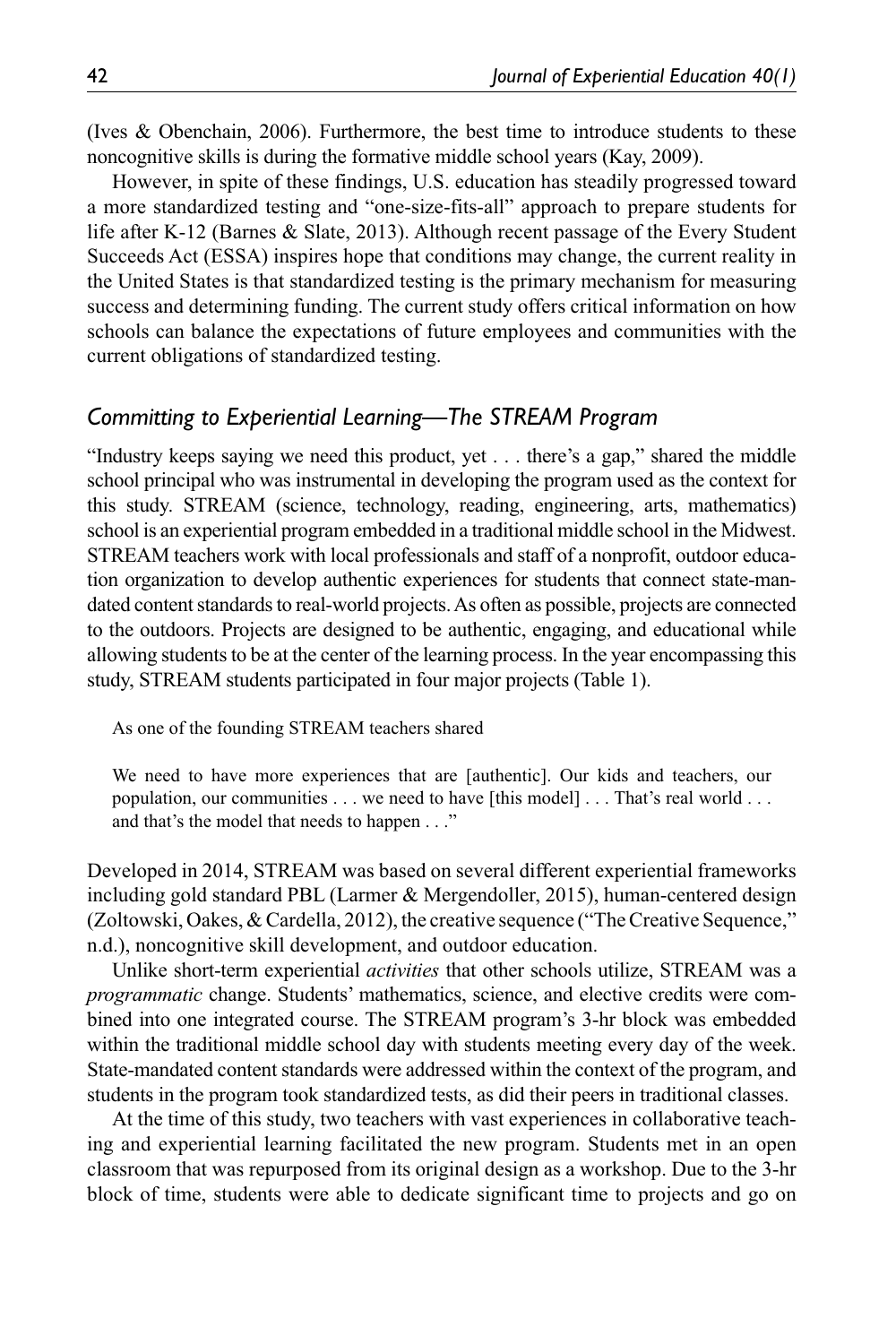(Ives & Obenchain, 2006). Furthermore, the best time to introduce students to these noncognitive skills is during the formative middle school years (Kay, 2009).

However, in spite of these findings, U.S. education has steadily progressed toward a more standardized testing and "one-size-fits-all" approach to prepare students for life after K-12 (Barnes & Slate, 2013). Although recent passage of the Every Student Succeeds Act (ESSA) inspires hope that conditions may change, the current reality in the United States is that standardized testing is the primary mechanism for measuring success and determining funding. The current study offers critical information on how schools can balance the expectations of future employees and communities with the current obligations of standardized testing.

### *Committing to Experiential Learning—The STREAM Program*

"Industry keeps saying we need this product, yet . . . there's a gap," shared the middle school principal who was instrumental in developing the program used as the context for this study. STREAM (science, technology, reading, engineering, arts, mathematics) school is an experiential program embedded in a traditional middle school in the Midwest. STREAM teachers work with local professionals and staff of a nonprofit, outdoor education organization to develop authentic experiences for students that connect state-mandated content standards to real-world projects. As often as possible, projects are connected to the outdoors. Projects are designed to be authentic, engaging, and educational while allowing students to be at the center of the learning process. In the year encompassing this study, STREAM students participated in four major projects (Table 1).

As one of the founding STREAM teachers shared

> We need to have more experiences that are [authentic]. Our kids and teachers, our population, our communities . . . we need to have [this model] . . . That's real world . . . and that's the model that needs to happen . . ."

Developed in 2014, STREAM was based on several different experiential frameworks including gold standard PBL (Larmer & Mergendoller, 2015), human-centered design (Zoltowski, Oakes, & Cardella, 2012), the creative sequence ("The Creative Sequence," n.d.), noncognitive skill development, and outdoor education.

Unlike short-term experiential *activities* that other schools utilize, STREAM was a *programmatic* change. Students' mathematics, science, and elective credits were combined into one integrated course. The STREAM program's 3-hr block was embedded within the traditional middle school day with students meeting every day of the week. State-mandated content standards were addressed within the context of the program, and students in the program took standardized tests, as did their peers in traditional classes.

At the time of this study, two teachers with vast experiences in collaborative teaching and experiential learning facilitated the new program. Students met in an open classroom that was repurposed from its original design as a workshop. Due to the 3-hr block of time, students were able to dedicate significant time to projects and go on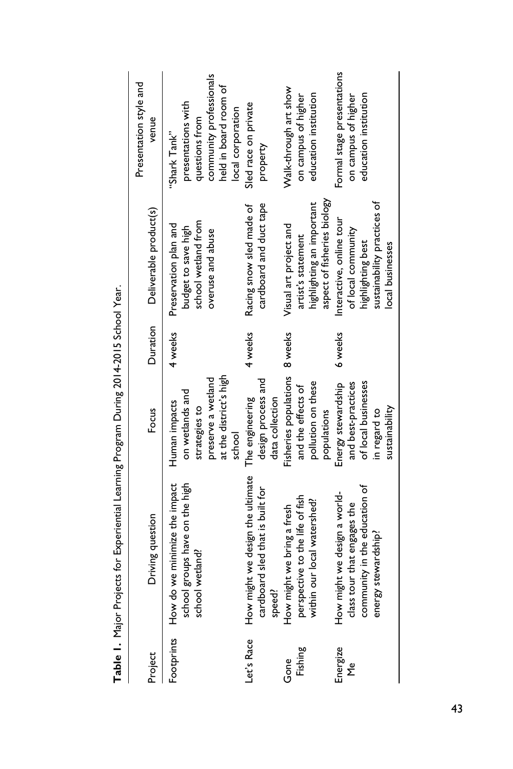**Table 1.** Major Projects for Experiential Learning Program During 2014-2015 School Year.

| Project | Driving question | Focus | Duration | Deliverable product(s) | Presentation style and venue |
|---|---|---|---|---|---|
| Footprints | How do we minimize the impact school groups have on the high school wetland? | Human impacts on wetlands and strategies to preserve a wetland at the district's high school | 4 weeks | Preservation plan and budget to save high school wetland from overuse and abuse | "Shark Tank" presentations with questions from community professionals held in board room of local corporation |
| Let's Race | How might we design the ultimate cardboard sled that is built for speed? | The engineering design process and data collection | 4 weeks | Racing snow sled made of cardboard and duct tape | Sled race on private property |
| Gone Fishing | How might we bring a fresh perspective to the life of fish within our local watershed? | Fisheries populations and the effects of pollution on these populations | 8 weeks | Visual art project and artist's statement highlighting an important aspect of fisheries biology | Walk-through art show on campus of higher education institution |
| Energize Me | How might we design a world-class tour that engages the community in the education of energy stewardship? | Energy stewardship and best-practices of local businesses in regard to sustainability | 6 weeks | Interactive, online tour of local community highlighting best sustainability practices of local businesses | Formal stage presentations on campus of higher education institution |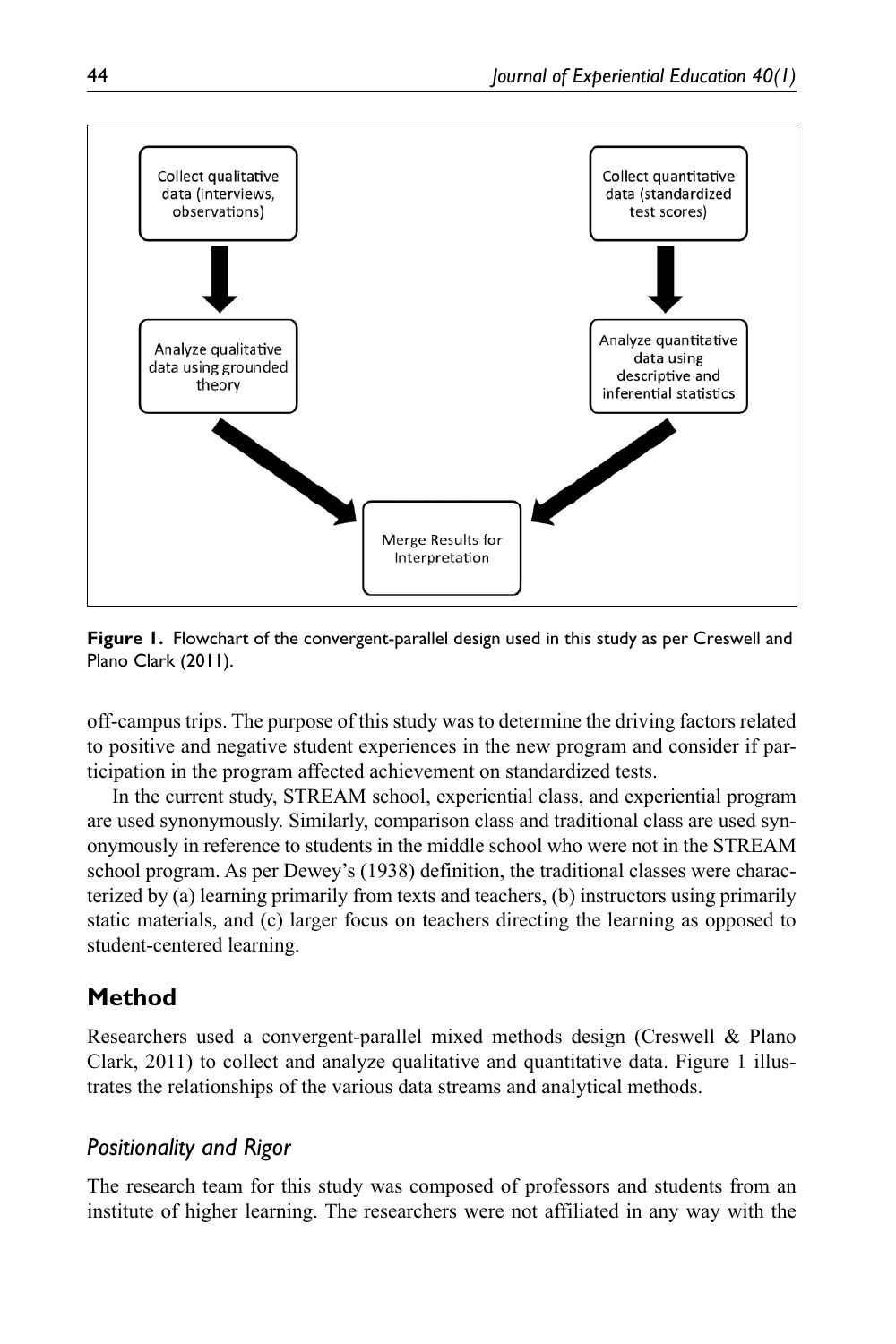**Figure 1.** Flowchart of the convergent-parallel design used in this study as per Creswell and Plano Clark (2011).

off-campus trips. The purpose of this study was to determine the driving factors related to positive and negative student experiences in the new program and consider if participation in the program affected achievement on standardized tests.

In the current study, STREAM school, experiential class, and experiential program are used synonymously. Similarly, comparison class and traditional class are used synonymously in reference to students in the middle school who were not in the STREAM school program. As per Dewey's (1938) definition, the traditional classes were characterized by (a) learning primarily from texts and teachers, (b) instructors using primarily static materials, and (c) larger focus on teachers directing the learning as opposed to student-centered learning.

## Method

Researchers used a convergent-parallel mixed methods design (Creswell & Plano Clark, 2011) to collect and analyze qualitative and quantitative data. Figure 1 illustrates the relationships of the various data streams and analytical methods.

### *Positionality and Rigor*

The research team for this study was composed of professors and students from an institute of higher learning. The researchers were not affiliated in any way with the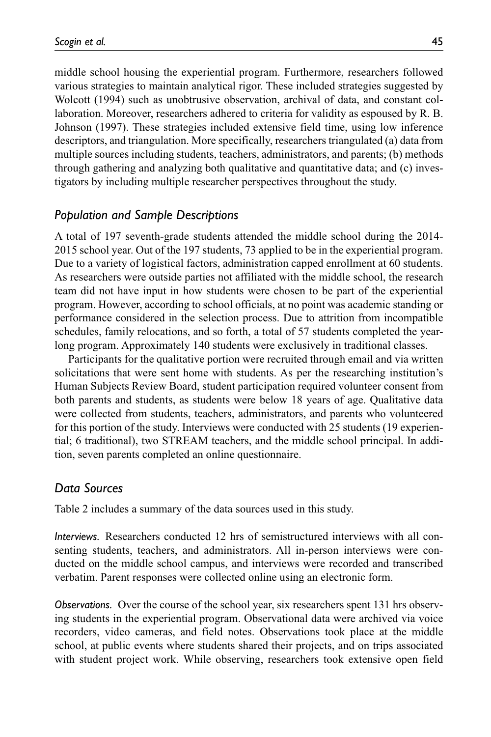middle school housing the experiential program. Furthermore, researchers followed various strategies to maintain analytical rigor. These included strategies suggested by Wolcott (1994) such as unobtrusive observation, archival of data, and constant collaboration. Moreover, researchers adhered to criteria for validity as espoused by R. B. Johnson (1997). These strategies included extensive field time, using low inference descriptors, and triangulation. More specifically, researchers triangulated (a) data from multiple sources including students, teachers, administrators, and parents; (b) methods through gathering and analyzing both qualitative and quantitative data; and (c) investigators by including multiple researcher perspectives throughout the study.

## *Population and Sample Descriptions*

A total of 197 seventh-grade students attended the middle school during the 2014-2015 school year. Out of the 197 students, 73 applied to be in the experiential program. Due to a variety of logistical factors, administration capped enrollment at 60 students. As researchers were outside parties not affiliated with the middle school, the research team did not have input in how students were chosen to be part of the experiential program. However, according to school officials, at no point was academic standing or performance considered in the selection process. Due to attrition from incompatible schedules, family relocations, and so forth, a total of 57 students completed the yearlong program. Approximately 140 students were exclusively in traditional classes.

Participants for the qualitative portion were recruited through email and via written solicitations that were sent home with students. As per the researching institution's Human Subjects Review Board, student participation required volunteer consent from both parents and students, as students were below 18 years of age. Qualitative data were collected from students, teachers, administrators, and parents who volunteered for this portion of the study. Interviews were conducted with 25 students (19 experiential; 6 traditional), two STREAM teachers, and the middle school principal. In addition, seven parents completed an online questionnaire.

## *Data Sources*

Table 2 includes a summary of the data sources used in this study.

*Interviews.* Researchers conducted 12 hrs of semistructured interviews with all consenting students, teachers, and administrators. All in-person interviews were conducted on the middle school campus, and interviews were recorded and transcribed verbatim. Parent responses were collected online using an electronic form.

*Observations.* Over the course of the school year, six researchers spent 131 hrs observing students in the experiential program. Observational data were archived via voice recorders, video cameras, and field notes. Observations took place at the middle school, at public events where students shared their projects, and on trips associated with student project work. While observing, researchers took extensive open field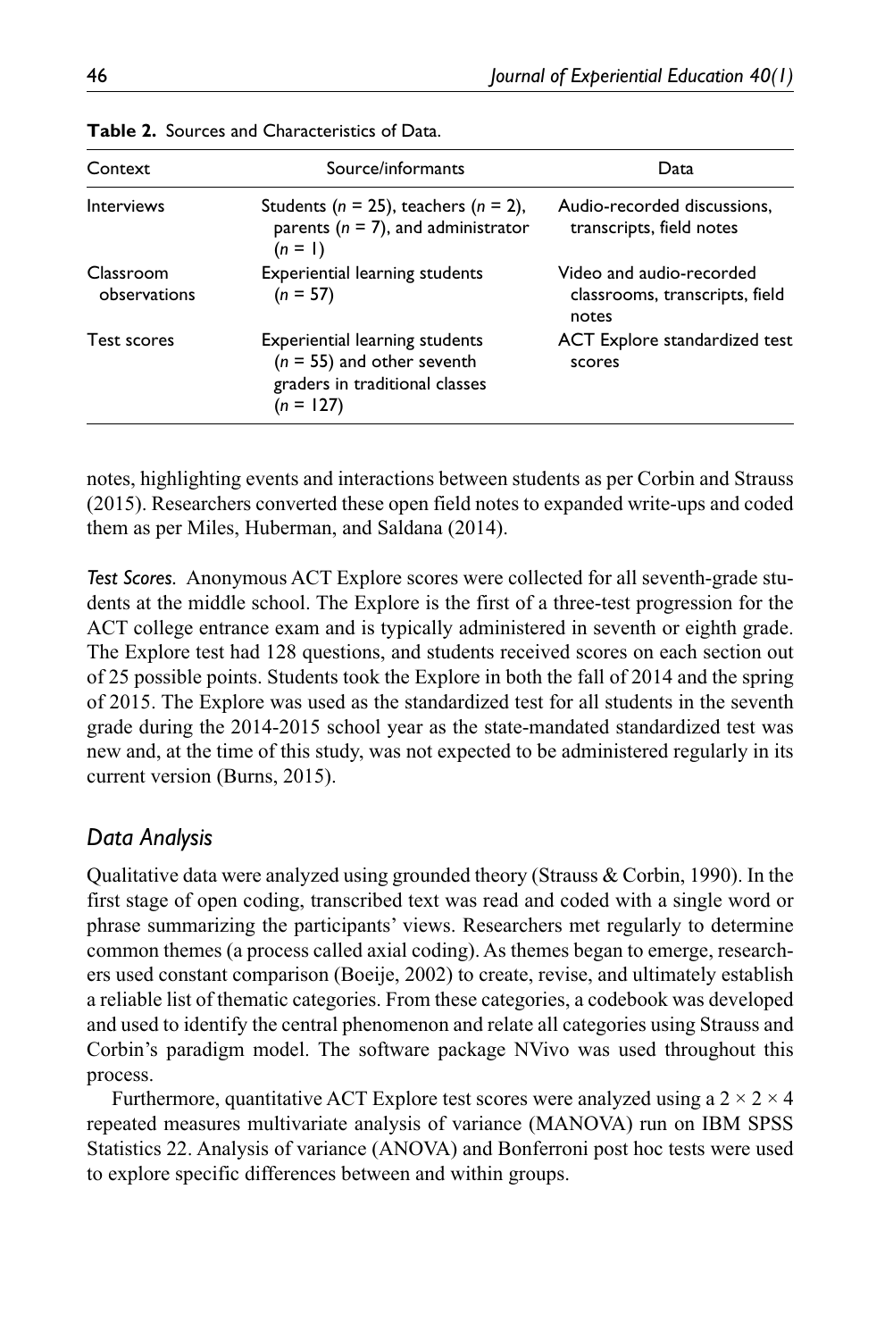**Table 2.** Sources and Characteristics of Data.

| Context | Source/informants | Data |
|---|---|---|
| Interviews | Students ($n$ = 25), teachers ($n$ = 2), parents ($n$ = 7), and administrator ($n$ = 1) | Audio-recorded discussions, transcripts, field notes |
| Classroom observations | Experiential learning students ($n$ = 57) | Video and audio-recorded classrooms, transcripts, field notes |
| Test scores | Experiential learning students ($n$ = 55) and other seventh graders in traditional classes ($n$ = 127) | ACT Explore standardized test scores |

notes, highlighting events and interactions between students as per Corbin and Strauss (2015). Researchers converted these open field notes to expanded write-ups and coded them as per Miles, Huberman, and Saldana (2014).

*Test Scores.* Anonymous ACT Explore scores were collected for all seventh-grade students at the middle school. The Explore is the first of a three-test progression for the ACT college entrance exam and is typically administered in seventh or eighth grade. The Explore test had 128 questions, and students received scores on each section out of 25 possible points. Students took the Explore in both the fall of 2014 and the spring of 2015. The Explore was used as the standardized test for all students in the seventh grade during the 2014-2015 school year as the state-mandated standardized test was new and, at the time of this study, was not expected to be administered regularly in its current version (Burns, 2015).

## *Data Analysis*

Qualitative data were analyzed using grounded theory (Strauss & Corbin, 1990). In the first stage of open coding, transcribed text was read and coded with a single word or phrase summarizing the participants' views. Researchers met regularly to determine common themes (a process called axial coding). As themes began to emerge, researchers used constant comparison (Boeije, 2002) to create, revise, and ultimately establish a reliable list of thematic categories. From these categories, a codebook was developed and used to identify the central phenomenon and relate all categories using Strauss and Corbin's paradigm model. The software package NVivo was used throughout this process.

Furthermore, quantitative ACT Explore test scores were analyzed using a $2 \times 2 \times 4$ repeated measures multivariate analysis of variance (MANOVA) run on IBM SPSS Statistics 22. Analysis of variance (ANOVA) and Bonferroni post hoc tests were used to explore specific differences between and within groups.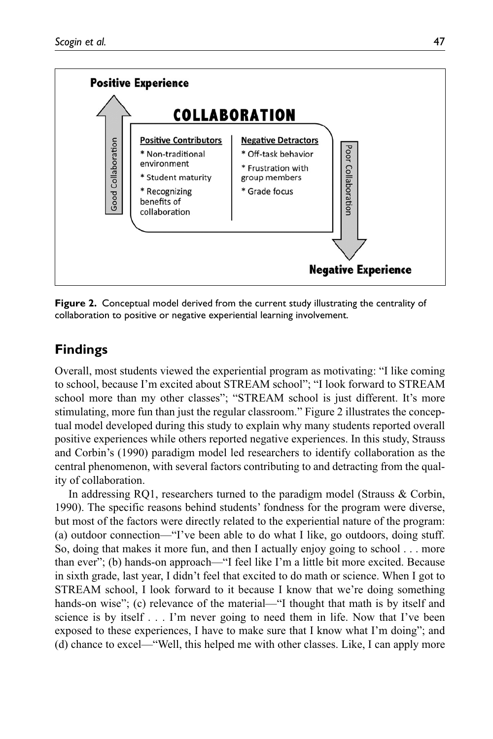**Positive Experience**

**COLLABORATION**

| Positive Contributors | Negative Detractors |
| --- | --- |
| * Non-traditional environment | * Off-task behavior |
| * Student maturity | * Frustration with group members |
| * Recognizing benefits of collaboration | * Grade focus |

Good Collaboration

Poor Collaboration

**Negative Experience**

**Figure 2.** Conceptual model derived from the current study illustrating the centrality of collaboration to positive or negative experiential learning involvement.

## Findings

Overall, most students viewed the experiential program as motivating: "I like coming to school, because I'm excited about STREAM school"; "I look forward to STREAM school more than my other classes"; "STREAM school is just different. It's more stimulating, more fun than just the regular classroom." Figure 2 illustrates the conceptual model developed during this study to explain why many students reported overall positive experiences while others reported negative experiences. In this study, Strauss and Corbin's (1990) paradigm model led researchers to identify collaboration as the central phenomenon, with several factors contributing to and detracting from the quality of collaboration.

In addressing RQ1, researchers turned to the paradigm model (Strauss & Corbin, 1990). The specific reasons behind students' fondness for the program were diverse, but most of the factors were directly related to the experiential nature of the program: (a) outdoor connection—"I've been able to do what I like, go outdoors, doing stuff. So, doing that makes it more fun, and then I actually enjoy going to school . . . more than ever"; (b) hands-on approach—"I feel like I'm a little bit more excited. Because in sixth grade, last year, I didn't feel that excited to do math or science. When I got to STREAM school, I look forward to it because I know that we're doing something hands-on wise"; (c) relevance of the material—"I thought that math is by itself and science is by itself . . . I'm never going to need them in life. Now that I've been exposed to these experiences, I have to make sure that I know what I'm doing"; and (d) chance to excel—"Well, this helped me with other classes. Like, I can apply more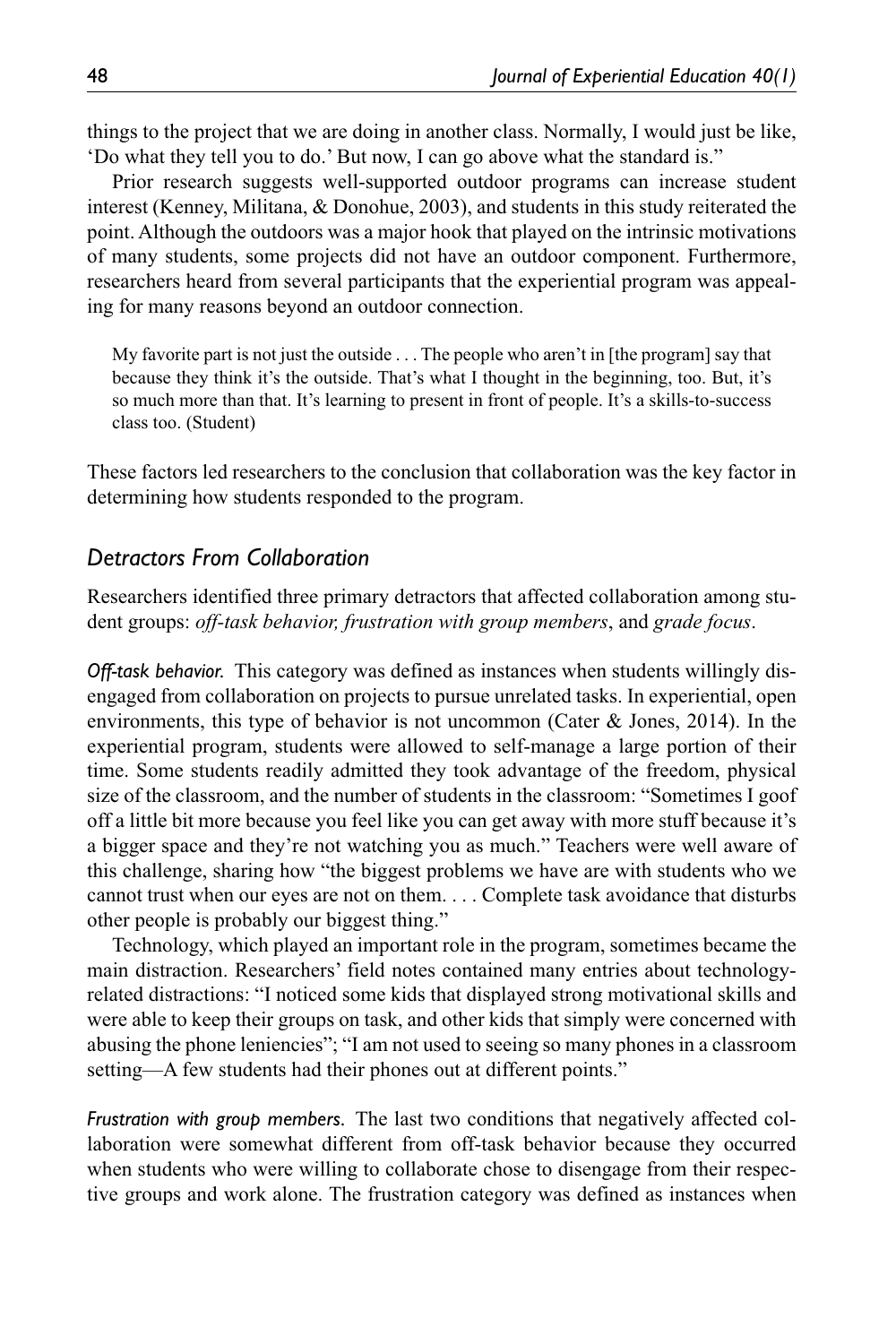things to the project that we are doing in another class. Normally, I would just be like, 'Do what they tell you to do.' But now, I can go above what the standard is."

Prior research suggests well-supported outdoor programs can increase student interest (Kenney, Militana, & Donohue, 2003), and students in this study reiterated the point. Although the outdoors was a major hook that played on the intrinsic motivations of many students, some projects did not have an outdoor component. Furthermore, researchers heard from several participants that the experiential program was appealing for many reasons beyond an outdoor connection.

> My favorite part is not just the outside . . . The people who aren't in [the program] say that because they think it's the outside. That's what I thought in the beginning, too. But, it's so much more than that. It's learning to present in front of people. It's a skills-to-success class too. (Student)

These factors led researchers to the conclusion that collaboration was the key factor in determining how students responded to the program.

## *Detractors From Collaboration*

Researchers identified three primary detractors that affected collaboration among student groups: *off-task behavior, frustration with group members*, and *grade focus*.

***Off-task behavior.*** This category was defined as instances when students willingly disengaged from collaboration on projects to pursue unrelated tasks. In experiential, open environments, this type of behavior is not uncommon (Cater & Jones, 2014). In the experiential program, students were allowed to self-manage a large portion of their time. Some students readily admitted they took advantage of the freedom, physical size of the classroom, and the number of students in the classroom: "Sometimes I goof off a little bit more because you feel like you can get away with more stuff because it's a bigger space and they're not watching you as much." Teachers were well aware of this challenge, sharing how "the biggest problems we have are with students who we cannot trust when our eyes are not on them. . . . Complete task avoidance that disturbs other people is probably our biggest thing."

Technology, which played an important role in the program, sometimes became the main distraction. Researchers' field notes contained many entries about technology-related distractions: "I noticed some kids that displayed strong motivational skills and were able to keep their groups on task, and other kids that simply were concerned with abusing the phone leniencies"; "I am not used to seeing so many phones in a classroom setting—A few students had their phones out at different points."

***Frustration with group members.*** The last two conditions that negatively affected collaboration were somewhat different from off-task behavior because they occurred when students who were willing to collaborate chose to disengage from their respective groups and work alone. The frustration category was defined as instances when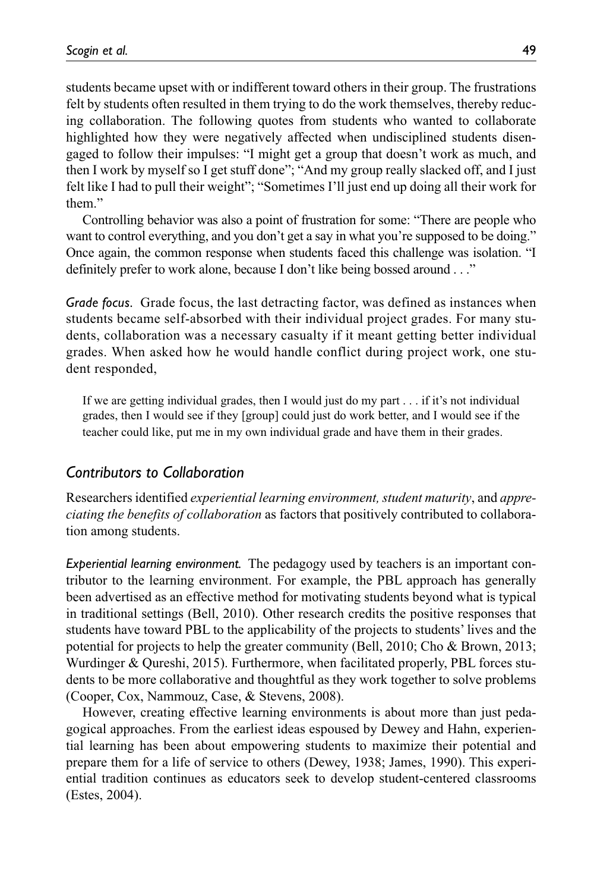students became upset with or indifferent toward others in their group. The frustrations felt by students often resulted in them trying to do the work themselves, thereby reducing collaboration. The following quotes from students who wanted to collaborate highlighted how they were negatively affected when undisciplined students disengaged to follow their impulses: "I might get a group that doesn't work as much, and then I work by myself so I get stuff done"; "And my group really slacked off, and I just felt like I had to pull their weight"; "Sometimes I'll just end up doing all their work for them."

Controlling behavior was also a point of frustration for some: "There are people who want to control everything, and you don't get a say in what you're supposed to be doing." Once again, the common response when students faced this challenge was isolation. "I definitely prefer to work alone, because I don't like being bossed around . . ."

*Grade focus.* Grade focus, the last detracting factor, was defined as instances when students became self-absorbed with their individual project grades. For many students, collaboration was a necessary casualty if it meant getting better individual grades. When asked how he would handle conflict during project work, one student responded,

> If we are getting individual grades, then I would just do my part . . . if it's not individual grades, then I would see if they [group] could just do work better, and I would see if the teacher could like, put me in my own individual grade and have them in their grades.

## Contributors to Collaboration

Researchers identified *experiential learning environment, student maturity*, and *appreciating the benefits of collaboration* as factors that positively contributed to collaboration among students.

*Experiential learning environment.* The pedagogy used by teachers is an important contributor to the learning environment. For example, the PBL approach has generally been advertised as an effective method for motivating students beyond what is typical in traditional settings (Bell, 2010). Other research credits the positive responses that students have toward PBL to the applicability of the projects to students' lives and the potential for projects to help the greater community (Bell, 2010; Cho & Brown, 2013; Wurdinger & Qureshi, 2015). Furthermore, when facilitated properly, PBL forces students to be more collaborative and thoughtful as they work together to solve problems (Cooper, Cox, Nammouz, Case, & Stevens, 2008).

However, creating effective learning environments is about more than just pedagogical approaches. From the earliest ideas espoused by Dewey and Hahn, experiential learning has been about empowering students to maximize their potential and prepare them for a life of service to others (Dewey, 1938; James, 1990). This experiential tradition continues as educators seek to develop student-centered classrooms (Estes, 2004).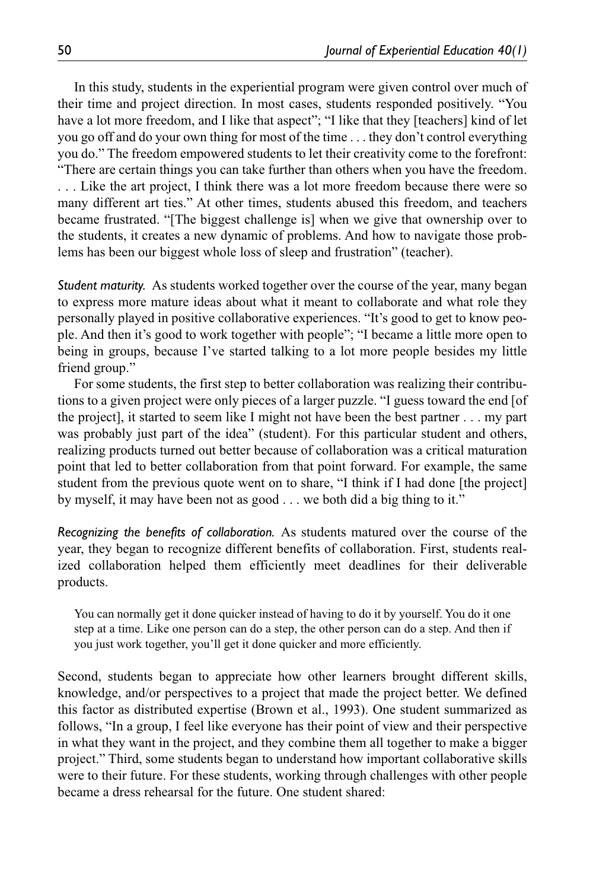In this study, students in the experiential program were given control over much of their time and project direction. In most cases, students responded positively. "You have a lot more freedom, and I like that aspect"; "I like that they [teachers] kind of let you go off and do your own thing for most of the time . . . they don't control everything you do." The freedom empowered students to let their creativity come to the forefront: "There are certain things you can take further than others when you have the freedom. . . . Like the art project, I think there was a lot more freedom because there were so many different art ties." At other times, students abused this freedom, and teachers became frustrated. "[The biggest challenge is] when we give that ownership over to the students, it creates a new dynamic of problems. And how to navigate those problems has been our biggest whole loss of sleep and frustration" (teacher).

*Student maturity.* As students worked together over the course of the year, many began to express more mature ideas about what it meant to collaborate and what role they personally played in positive collaborative experiences. "It's good to get to know people. And then it's good to work together with people"; "I became a little more open to being in groups, because I've started talking to a lot more people besides my little friend group."

For some students, the first step to better collaboration was realizing their contributions to a given project were only pieces of a larger puzzle. "I guess toward the end [of the project], it started to seem like I might not have been the best partner . . . my part was probably just part of the idea" (student). For this particular student and others, realizing products turned out better because of collaboration was a critical maturation point that led to better collaboration from that point forward. For example, the same student from the previous quote went on to share, "I think if I had done [the project] by myself, it may have been not as good . . . we both did a big thing to it."

*Recognizing the benefits of collaboration.* As students matured over the course of the year, they began to recognize different benefits of collaboration. First, students realized collaboration helped them efficiently meet deadlines for their deliverable products.

> You can normally get it done quicker instead of having to do it by yourself. You do it one step at a time. Like one person can do a step, the other person can do a step. And then if you just work together, you'll get it done quicker and more efficiently.

Second, students began to appreciate how other learners brought different skills, knowledge, and/or perspectives to a project that made the project better. We defined this factor as distributed expertise (Brown et al., 1993). One student summarized as follows, "In a group, I feel like everyone has their point of view and their perspective in what they want in the project, and they combine them all together to make a bigger project." Third, some students began to understand how important collaborative skills were to their future. For these students, working through challenges with other people became a dress rehearsal for the future. One student shared: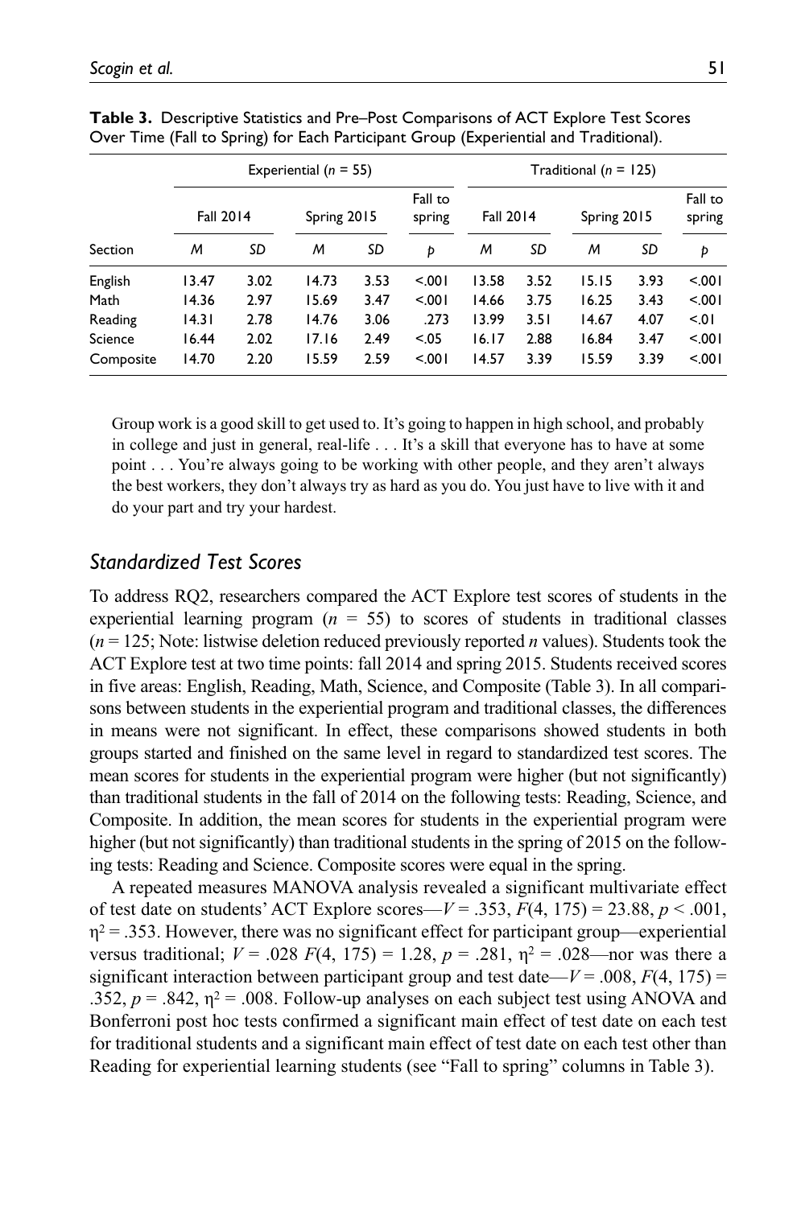**Table 3.** Descriptive Statistics and Pre–Post Comparisons of ACT Explore Test Scores Over Time (Fall to Spring) for Each Participant Group (Experiential and Traditional).

| Section | Experiential ($n$ = 55) | | | | | Traditional ($n$ = 125) | | | | |
|---|---|---|---|---|---|---|---|---|---|---|
| | Fall 2014 | | Spring 2015 | | Fall to spring | Fall 2014 | | Spring 2015 | | Fall to spring |
| | $M$ | $SD$ | $M$ | $SD$ | $p$ | $M$ | $SD$ | $M$ | $SD$ | $p$ |
| English | 13.47 | 3.02 | 14.73 | 3.53 | <.001 | 13.58 | 3.52 | 15.15 | 3.93 | <.001 |
| Math | 14.36 | 2.97 | 15.69 | 3.47 | <.001 | 14.66 | 3.75 | 16.25 | 3.43 | <.001 |
| Reading | 14.31 | 2.78 | 14.76 | 3.06 | .273 | 13.99 | 3.51 | 14.67 | 4.07 | <.01 |
| Science | 16.44 | 2.02 | 17.16 | 2.49 | <.05 | 16.17 | 2.88 | 16.84 | 3.47 | <.001 |
| Composite | 14.70 | 2.20 | 15.59 | 2.59 | <.001 | 14.57 | 3.39 | 15.59 | 3.39 | <.001 |

> Group work is a good skill to get used to. It's going to happen in high school, and probably in college and just in general, real-life . . . It's a skill that everyone has to have at some point . . . You're always going to be working with other people, and they aren't always the best workers, they don't always try as hard as you do. You just have to live with it and do your part and try your hardest.

## *Standardized Test Scores*

To address RQ2, researchers compared the ACT Explore test scores of students in the experiential learning program ($n$ = 55) to scores of students in traditional classes ($n$ = 125; Note: listwise deletion reduced previously reported $n$ values). Students took the ACT Explore test at two time points: fall 2014 and spring 2015. Students received scores in five areas: English, Reading, Math, Science, and Composite (Table 3). In all comparisons between students in the experiential program and traditional classes, the differences in means were not significant. In effect, these comparisons showed students in both groups started and finished on the same level in regard to standardized test scores. The mean scores for students in the experiential program were higher (but not significantly) than traditional students in the fall of 2014 on the following tests: Reading, Science, and Composite. In addition, the mean scores for students in the experiential program were higher (but not significantly) than traditional students in the spring of 2015 on the following tests: Reading and Science. Composite scores were equal in the spring.

A repeated measures MANOVA analysis revealed a significant multivariate effect of test date on students' ACT Explore scores—$V$ = .353, $F(4, 175)$ = 23.88, $p$ < .001, $\eta^2$ = .353. However, there was no significant effect for participant group—experiential versus traditional; $V$ = .028 $F(4, 175)$ = 1.28, $p$ = .281, $\eta^2$ = .028—nor was there a significant interaction between participant group and test date—$V$ = .008, $F(4, 175)$ = .352, $p$ = .842, $\eta^2$ = .008. Follow-up analyses on each subject test using ANOVA and Bonferroni post hoc tests confirmed a significant main effect of test date on each test for traditional students and a significant main effect of test date on each test other than Reading for experiential learning students (see "Fall to spring" columns in Table 3).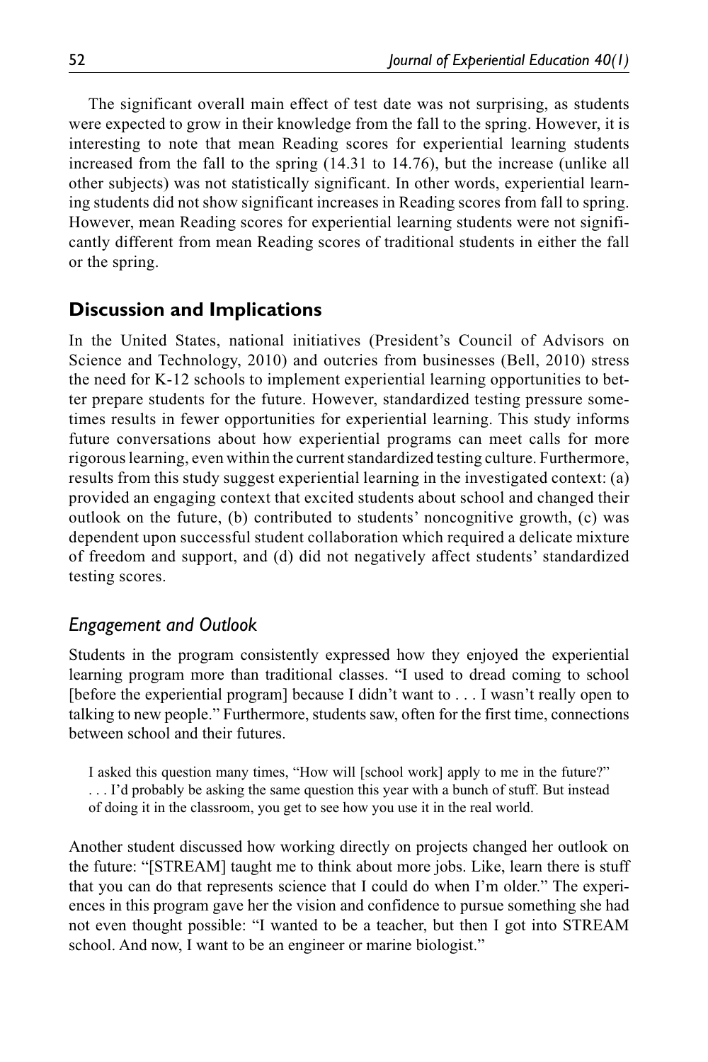The significant overall main effect of test date was not surprising, as students were expected to grow in their knowledge from the fall to the spring. However, it is interesting to note that mean Reading scores for experiential learning students increased from the fall to the spring (14.31 to 14.76), but the increase (unlike all other subjects) was not statistically significant. In other words, experiential learning students did not show significant increases in Reading scores from fall to spring. However, mean Reading scores for experiential learning students were not significantly different from mean Reading scores of traditional students in either the fall or the spring.

## Discussion and Implications

In the United States, national initiatives (President's Council of Advisors on Science and Technology, 2010) and outcries from businesses (Bell, 2010) stress the need for K-12 schools to implement experiential learning opportunities to better prepare students for the future. However, standardized testing pressure sometimes results in fewer opportunities for experiential learning. This study informs future conversations about how experiential programs can meet calls for more rigorous learning, even within the current standardized testing culture. Furthermore, results from this study suggest experiential learning in the investigated context: (a) provided an engaging context that excited students about school and changed their outlook on the future, (b) contributed to students' noncognitive growth, (c) was dependent upon successful student collaboration which required a delicate mixture of freedom and support, and (d) did not negatively affect students' standardized testing scores.

### *Engagement and Outlook*

Students in the program consistently expressed how they enjoyed the experiential learning program more than traditional classes. "I used to dread coming to school [before the experiential program] because I didn't want to . . . I wasn't really open to talking to new people." Furthermore, students saw, often for the first time, connections between school and their futures.

> I asked this question many times, "How will [school work] apply to me in the future?" . . . I'd probably be asking the same question this year with a bunch of stuff. But instead of doing it in the classroom, you get to see how you use it in the real world.

Another student discussed how working directly on projects changed her outlook on the future: "[STREAM] taught me to think about more jobs. Like, learn there is stuff that you can do that represents science that I could do when I'm older." The experiences in this program gave her the vision and confidence to pursue something she had not even thought possible: "I wanted to be a teacher, but then I got into STREAM school. And now, I want to be an engineer or marine biologist."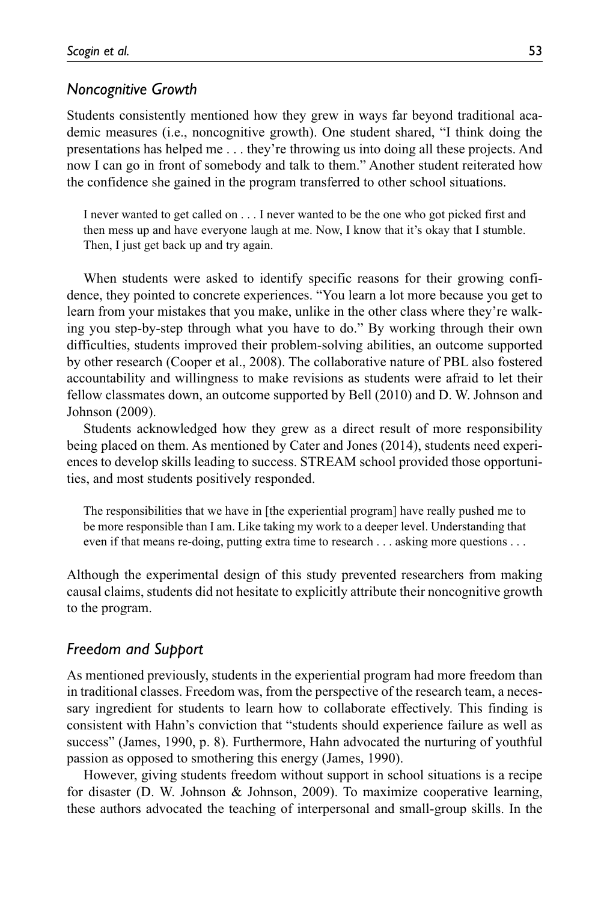### *Noncognitive Growth*

Students consistently mentioned how they grew in ways far beyond traditional academic measures (i.e., noncognitive growth). One student shared, "I think doing the presentations has helped me . . . they're throwing us into doing all these projects. And now I can go in front of somebody and talk to them." Another student reiterated how the confidence she gained in the program transferred to other school situations.

> I never wanted to get called on . . . I never wanted to be the one who got picked first and then mess up and have everyone laugh at me. Now, I know that it's okay that I stumble. Then, I just get back up and try again.

When students were asked to identify specific reasons for their growing confidence, they pointed to concrete experiences. "You learn a lot more because you get to learn from your mistakes that you make, unlike in the other class where they're walking you step-by-step through what you have to do." By working through their own difficulties, students improved their problem-solving abilities, an outcome supported by other research (Cooper et al., 2008). The collaborative nature of PBL also fostered accountability and willingness to make revisions as students were afraid to let their fellow classmates down, an outcome supported by Bell (2010) and D. W. Johnson and Johnson (2009).

Students acknowledged how they grew as a direct result of more responsibility being placed on them. As mentioned by Cater and Jones (2014), students need experiences to develop skills leading to success. STREAM school provided those opportunities, and most students positively responded.

> The responsibilities that we have in [the experiential program] have really pushed me to be more responsible than I am. Like taking my work to a deeper level. Understanding that even if that means re-doing, putting extra time to research . . . asking more questions . . .

Although the experimental design of this study prevented researchers from making causal claims, students did not hesitate to explicitly attribute their noncognitive growth to the program.

### *Freedom and Support*

As mentioned previously, students in the experiential program had more freedom than in traditional classes. Freedom was, from the perspective of the research team, a necessary ingredient for students to learn how to collaborate effectively. This finding is consistent with Hahn's conviction that "students should experience failure as well as success" (James, 1990, p. 8). Furthermore, Hahn advocated the nurturing of youthful passion as opposed to smothering this energy (James, 1990).

However, giving students freedom without support in school situations is a recipe for disaster (D. W. Johnson & Johnson, 2009). To maximize cooperative learning, these authors advocated the teaching of interpersonal and small-group skills. In the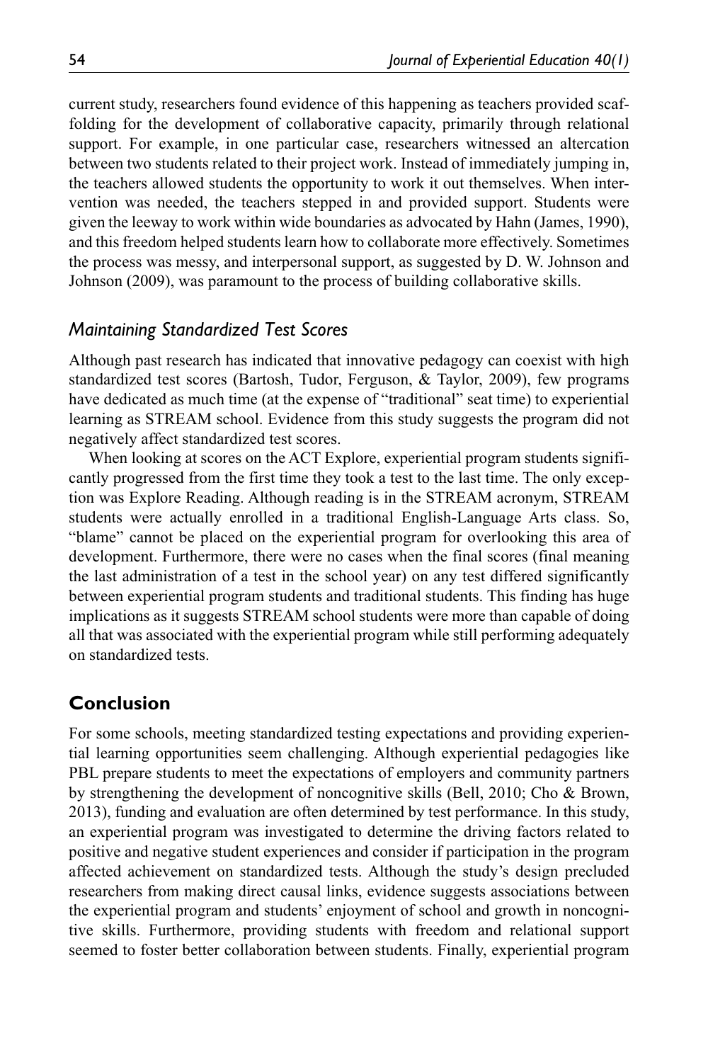current study, researchers found evidence of this happening as teachers provided scaffolding for the development of collaborative capacity, primarily through relational support. For example, in one particular case, researchers witnessed an altercation between two students related to their project work. Instead of immediately jumping in, the teachers allowed students the opportunity to work it out themselves. When intervention was needed, the teachers stepped in and provided support. Students were given the leeway to work within wide boundaries as advocated by Hahn (James, 1990), and this freedom helped students learn how to collaborate more effectively. Sometimes the process was messy, and interpersonal support, as suggested by D. W. Johnson and Johnson (2009), was paramount to the process of building collaborative skills.

### *Maintaining Standardized Test Scores*

Although past research has indicated that innovative pedagogy can coexist with high standardized test scores (Bartosh, Tudor, Ferguson, & Taylor, 2009), few programs have dedicated as much time (at the expense of "traditional" seat time) to experiential learning as STREAM school. Evidence from this study suggests the program did not negatively affect standardized test scores.

When looking at scores on the ACT Explore, experiential program students significantly progressed from the first time they took a test to the last time. The only exception was Explore Reading. Although reading is in the STREAM acronym, STREAM students were actually enrolled in a traditional English-Language Arts class. So, "blame" cannot be placed on the experiential program for overlooking this area of development. Furthermore, there were no cases when the final scores (final meaning the last administration of a test in the school year) on any test differed significantly between experiential program students and traditional students. This finding has huge implications as it suggests STREAM school students were more than capable of doing all that was associated with the experiential program while still performing adequately on standardized tests.

## Conclusion

For some schools, meeting standardized testing expectations and providing experiential learning opportunities seem challenging. Although experiential pedagogies like PBL prepare students to meet the expectations of employers and community partners by strengthening the development of noncognitive skills (Bell, 2010; Cho & Brown, 2013), funding and evaluation are often determined by test performance. In this study, an experiential program was investigated to determine the driving factors related to positive and negative student experiences and consider if participation in the program affected achievement on standardized tests. Although the study's design precluded researchers from making direct causal links, evidence suggests associations between the experiential program and students' enjoyment of school and growth in noncognitive skills. Furthermore, providing students with freedom and relational support seemed to foster better collaboration between students. Finally, experiential program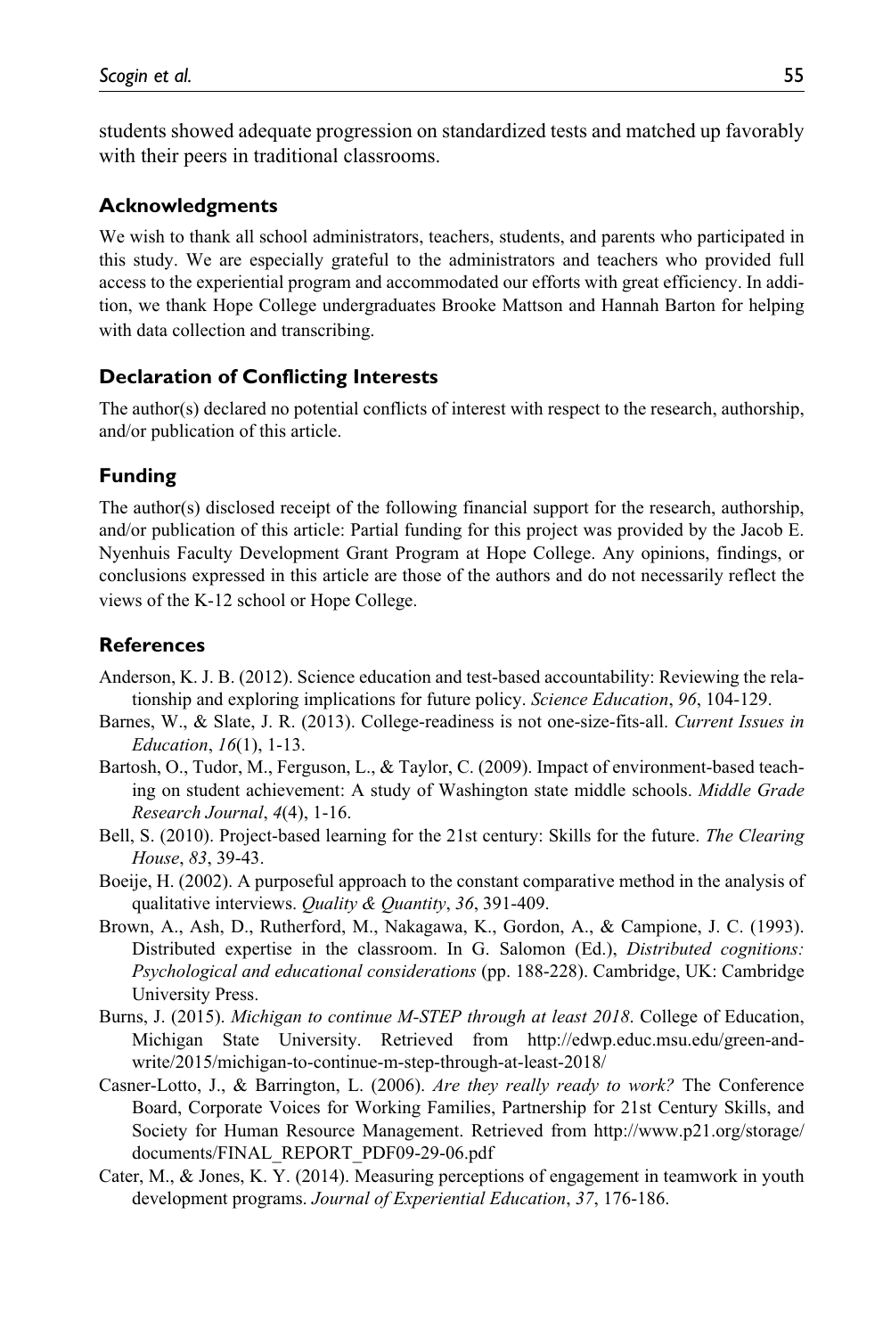students showed adequate progression on standardized tests and matched up favorably with their peers in traditional classrooms.

## Acknowledgments

We wish to thank all school administrators, teachers, students, and parents who participated in this study. We are especially grateful to the administrators and teachers who provided full access to the experiential program and accommodated our efforts with great efficiency. In addition, we thank Hope College undergraduates Brooke Mattson and Hannah Barton for helping with data collection and transcribing.

## Declaration of Conflicting Interests

The author(s) declared no potential conflicts of interest with respect to the research, authorship, and/or publication of this article.

## Funding

The author(s) disclosed receipt of the following financial support for the research, authorship, and/or publication of this article: Partial funding for this project was provided by the Jacob E. Nyenhuis Faculty Development Grant Program at Hope College. Any opinions, findings, or conclusions expressed in this article are those of the authors and do not necessarily reflect the views of the K-12 school or Hope College.

## References

Anderson, K. J. B. (2012). Science education and test-based accountability: Reviewing the relationship and exploring implications for future policy. *Science Education*, *96*, 104-129.

Barnes, W., & Slate, J. R. (2013). College-readiness is not one-size-fits-all. *Current Issues in Education*, *16*(1), 1-13.

Bartosh, O., Tudor, M., Ferguson, L., & Taylor, C. (2009). Impact of environment-based teaching on student achievement: A study of Washington state middle schools. *Middle Grade Research Journal*, *4*(4), 1-16.

Bell, S. (2010). Project-based learning for the 21st century: Skills for the future. *The Clearing House*, *83*, 39-43.

Boeije, H. (2002). A purposeful approach to the constant comparative method in the analysis of qualitative interviews. *Quality & Quantity*, *36*, 391-409.

Brown, A., Ash, D., Rutherford, M., Nakagawa, K., Gordon, A., & Campione, J. C. (1993). Distributed expertise in the classroom. In G. Salomon (Ed.), *Distributed cognitions: Psychological and educational considerations* (pp. 188-228). Cambridge, UK: Cambridge University Press.

Burns, J. (2015). *Michigan to continue M-STEP through at least 2018*. College of Education, Michigan State University. Retrieved from http://edwp.educ.msu.edu/green-and-write/2015/michigan-to-continue-m-step-through-at-least-2018/

Casner-Lotto, J., & Barrington, L. (2006). *Are they really ready to work?* The Conference Board, Corporate Voices for Working Families, Partnership for 21st Century Skills, and Society for Human Resource Management. Retrieved from http://www.p21.org/storage/documents/FINAL_REPORT_PDF09-29-06.pdf

Cater, M., & Jones, K. Y. (2014). Measuring perceptions of engagement in teamwork in youth development programs. *Journal of Experiential Education*, *37*, 176-186.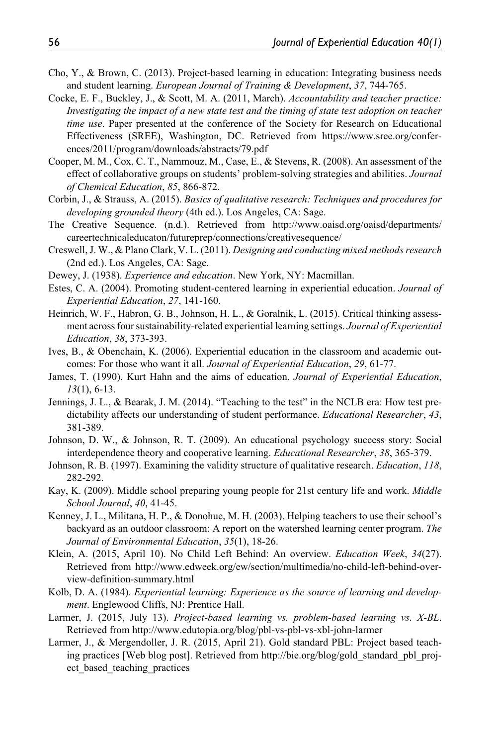Cho, Y., & Brown, C. (2013). Project-based learning in education: Integrating business needs and student learning. *European Journal of Training & Development*, *37*, 744-765.

Cocke, E. F., Buckley, J., & Scott, M. A. (2011, March). *Accountability and teacher practice: Investigating the impact of a new state test and the timing of state test adoption on teacher time use*. Paper presented at the conference of the Society for Research on Educational Effectiveness (SREE), Washington, DC. Retrieved from https://www.sree.org/conferences/2011/program/downloads/abstracts/79.pdf

Cooper, M. M., Cox, C. T., Nammouz, M., Case, E., & Stevens, R. (2008). An assessment of the effect of collaborative groups on students' problem-solving strategies and abilities. *Journal of Chemical Education*, *85*, 866-872.

Corbin, J., & Strauss, A. (2015). *Basics of qualitative research: Techniques and procedures for developing grounded theory* (4th ed.). Los Angeles, CA: Sage.

The Creative Sequence. (n.d.). Retrieved from http://www.oaisd.org/oaisd/departments/careertechnicaleducaton/futureprep/connections/creativesequence/

Creswell, J. W., & Plano Clark, V. L. (2011). *Designing and conducting mixed methods research* (2nd ed.). Los Angeles, CA: Sage.

Dewey, J. (1938). *Experience and education*. New York, NY: Macmillan.

Estes, C. A. (2004). Promoting student-centered learning in experiential education. *Journal of Experiential Education*, *27*, 141-160.

Heinrich, W. F., Habron, G. B., Johnson, H. L., & Goralnik, L. (2015). Critical thinking assessment across four sustainability-related experiential learning settings. *Journal of Experiential Education*, *38*, 373-393.

Ives, B., & Obenchain, K. (2006). Experiential education in the classroom and academic outcomes: For those who want it all. *Journal of Experiential Education*, *29*, 61-77.

James, T. (1990). Kurt Hahn and the aims of education. *Journal of Experiential Education*, *13*(1), 6-13.

Jennings, J. L., & Bearak, J. M. (2014). "Teaching to the test" in the NCLB era: How test predictability affects our understanding of student performance. *Educational Researcher*, *43*, 381-389.

Johnson, D. W., & Johnson, R. T. (2009). An educational psychology success story: Social interdependence theory and cooperative learning. *Educational Researcher*, *38*, 365-379.

Johnson, R. B. (1997). Examining the validity structure of qualitative research. *Education*, *118*, 282-292.

Kay, K. (2009). Middle school preparing young people for 21st century life and work. *Middle School Journal*, *40*, 41-45.

Kenney, J. L., Militana, H. P., & Donohue, M. H. (2003). Helping teachers to use their school's backyard as an outdoor classroom: A report on the watershed learning center program. *The Journal of Environmental Education*, *35*(1), 18-26.

Klein, A. (2015, April 10). No Child Left Behind: An overview. *Education Week*, *34*(27). Retrieved from http://www.edweek.org/ew/section/multimedia/no-child-left-behind-overview-definition-summary.html

Kolb, D. A. (1984). *Experiential learning: Experience as the source of learning and development*. Englewood Cliffs, NJ: Prentice Hall.

Larmer, J. (2015, July 13). *Project-based learning vs. problem-based learning vs. X-BL*. Retrieved from http://www.edutopia.org/blog/pbl-vs-pbl-vs-xbl-john-larmer

Larmer, J., & Mergendoller, J. R. (2015, April 21). Gold standard PBL: Project based teaching practices [Web blog post]. Retrieved from http://bie.org/blog/gold_standard_pbl_project_based_teaching_practices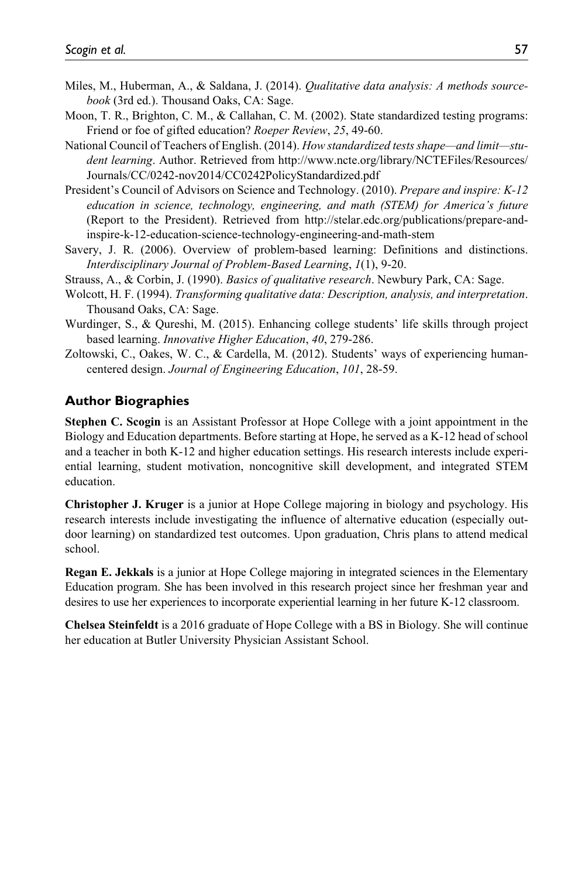Miles, M., Huberman, A., & Saldana, J. (2014). *Qualitative data analysis: A methods sourcebook* (3rd ed.). Thousand Oaks, CA: Sage.

Moon, T. R., Brighton, C. M., & Callahan, C. M. (2002). State standardized testing programs: Friend or foe of gifted education? *Roeper Review*, *25*, 49-60.

National Council of Teachers of English. (2014). *How standardized tests shape—and limit—student learning*. Author. Retrieved from http://www.ncte.org/library/NCTEFiles/Resources/Journals/CC/0242-nov2014/CC0242PolicyStandardized.pdf

President's Council of Advisors on Science and Technology. (2010). *Prepare and inspire: K-12 education in science, technology, engineering, and math (STEM) for America's future* (Report to the President). Retrieved from http://stelar.edc.org/publications/prepare-and-inspire-k-12-education-science-technology-engineering-and-math-stem

Savery, J. R. (2006). Overview of problem-based learning: Definitions and distinctions. *Interdisciplinary Journal of Problem-Based Learning*, *1*(1), 9-20.

Strauss, A., & Corbin, J. (1990). *Basics of qualitative research*. Newbury Park, CA: Sage.

Wolcott, H. F. (1994). *Transforming qualitative data: Description, analysis, and interpretation*. Thousand Oaks, CA: Sage.

Wurdinger, S., & Qureshi, M. (2015). Enhancing college students' life skills through project based learning. *Innovative Higher Education*, *40*, 279-286.

Zoltowski, C., Oakes, W. C., & Cardella, M. (2012). Students' ways of experiencing human-centered design. *Journal of Engineering Education*, *101*, 28-59.

## Author Biographies

**Stephen C. Scogin** is an Assistant Professor at Hope College with a joint appointment in the Biology and Education departments. Before starting at Hope, he served as a K-12 head of school and a teacher in both K-12 and higher education settings. His research interests include experiential learning, student motivation, noncognitive skill development, and integrated STEM education.

**Christopher J. Kruger** is a junior at Hope College majoring in biology and psychology. His research interests include investigating the influence of alternative education (especially outdoor learning) on standardized test outcomes. Upon graduation, Chris plans to attend medical school.

**Regan E. Jekkals** is a junior at Hope College majoring in integrated sciences in the Elementary Education program. She has been involved in this research project since her freshman year and desires to use her experiences to incorporate experiential learning in her future K-12 classroom.

**Chelsea Steinfeldt** is a 2016 graduate of Hope College with a BS in Biology. She will continue her education at Butler University Physician Assistant School.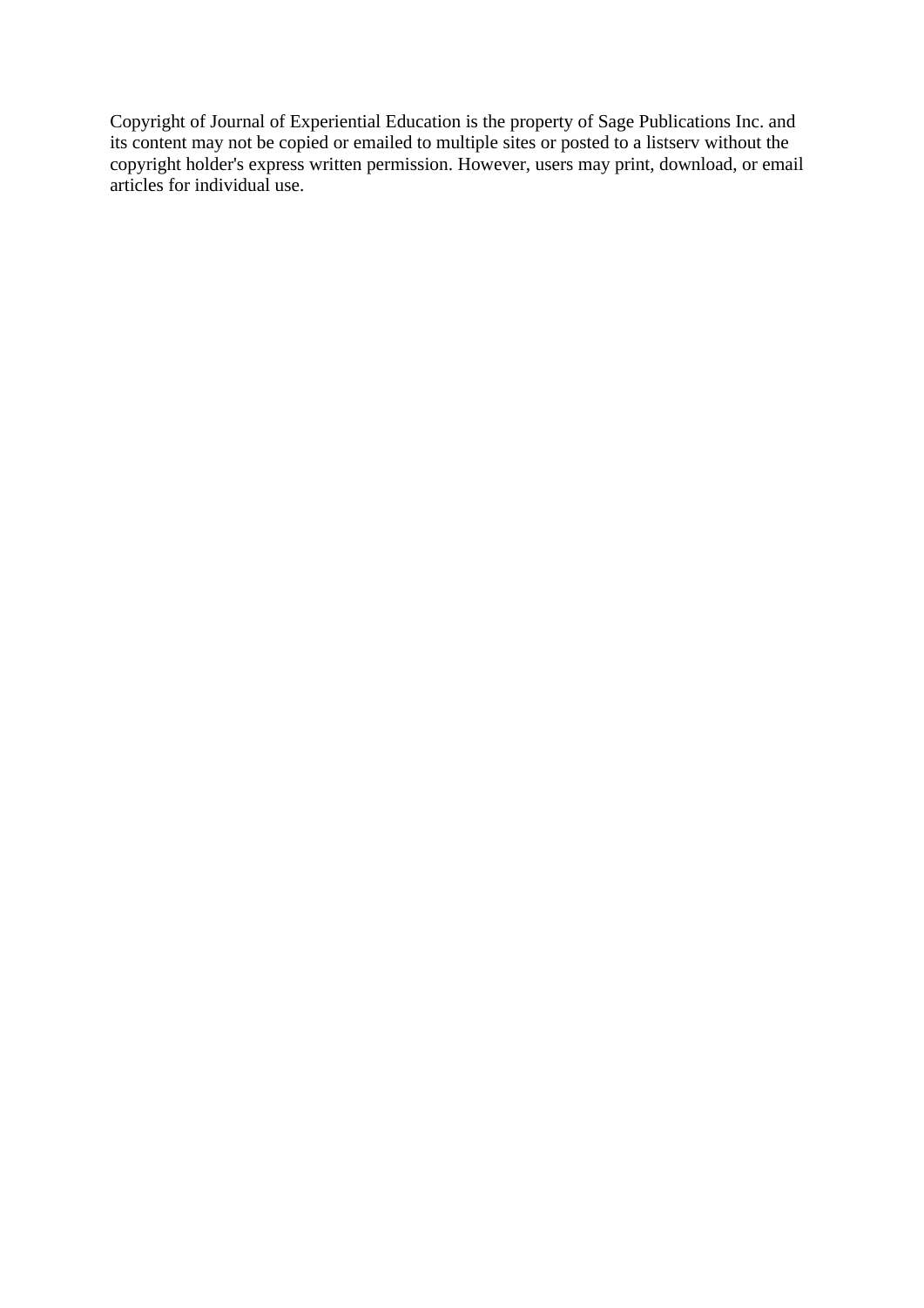Copyright of Journal of Experiential Education is the property of Sage Publications Inc. and its content may not be copied or emailed to multiple sites or posted to a listserv without the copyright holder's express written permission. However, users may print, download, or email articles for individual use.